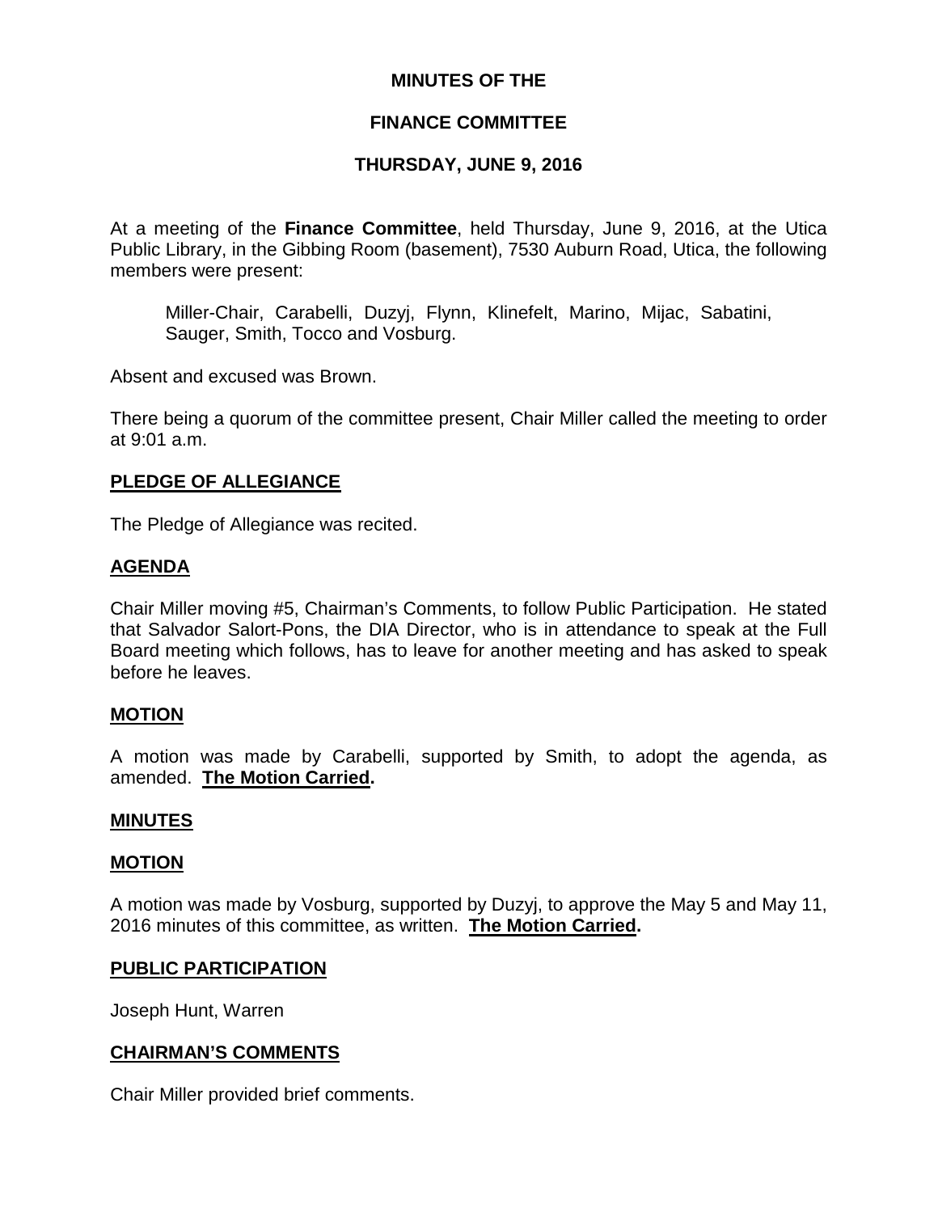# MINUTES OF THE

# FINANCE COMMITTEE

# THURSDAY, JUNE 9, 2016

At a meeting of the **Finance Committee**, held Thursday, June 9, 2016, at the Utica Public Library, in the Gibbing Room (basement), 7530 Auburn Road, Utica, the following members were present:

> Miller-Chair, Carabelli, Duzyj, Flynn, Klinefelt, Marino, Mijac, Sabatini, Sauger, Smith, Tocco and Vosburg.

Absent and excused was Brown.

There being a quorum of the committee present, Chair Miller called the meeting to order at 9:01 a.m.

## PLEDGE OF ALLEGIANCE

The Pledge of Allegiance was recited.

## AGENDA

Chair Miller moving #5, Chairman's Comments, to follow Public Participation. He stated that Salvador Salort-Pons, the DIA Director, who is in attendance to speak at the Full Board meeting which follows, has to leave for another meeting and has asked to speak before he leaves.

## MOTION

A motion was made by Carabelli, supported by Smith, to adopt the agenda, as amended. **The Motion Carried.**

## MINUTES

## MOTION

A motion was made by Vosburg, supported by Duzyj, to approve the May 5 and May 11, 2016 minutes of this committee, as written. **The Motion Carried.**

## PUBLIC PARTICIPATION

Joseph Hunt, Warren

## CHAIRMAN'S COMMENTS

Chair Miller provided brief comments.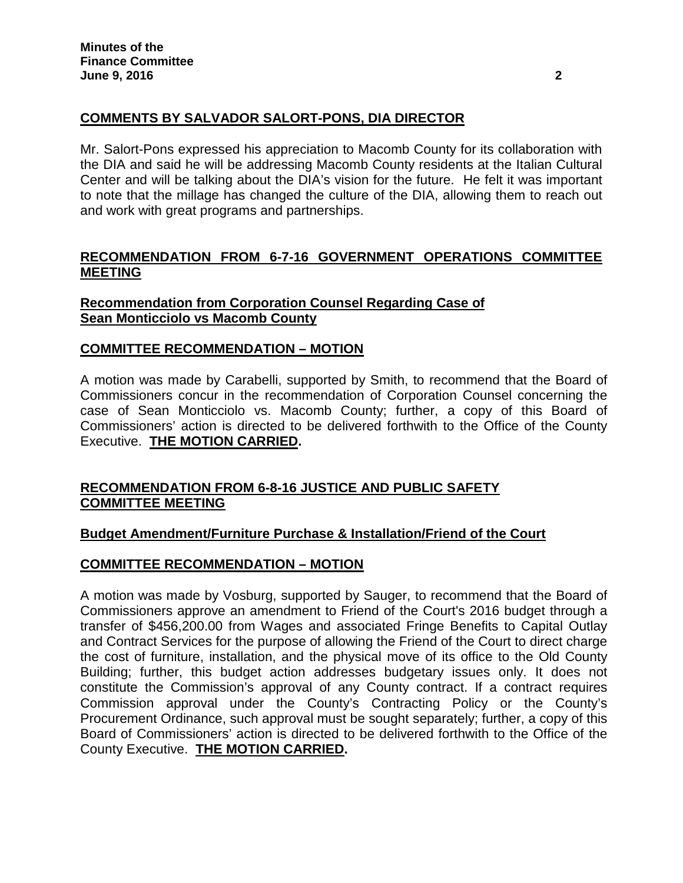## COMMENTS BY SALVADOR SALORT-PONS, DIA DIRECTOR

Mr. Salort-Pons expressed his appreciation to Macomb County for its collaboration with the DIA and said he will be addressing Macomb County residents at the Italian Cultural Center and will be talking about the DIA's vision for the future. He felt it was important to note that the millage has changed the culture of the DIA, allowing them to reach out and work with great programs and partnerships.

## RECOMMENDATION FROM 6-7-16 GOVERNMENT OPERATIONS COMMITTEE MEETING

### Recommendation from Corporation Counsel Regarding Case of Sean Monticciolo vs Macomb County

### COMMITTEE RECOMMENDATION – MOTION

A motion was made by Carabelli, supported by Smith, to recommend that the Board of Commissioners concur in the recommendation of Corporation Counsel concerning the case of Sean Monticciolo vs. Macomb County; further, a copy of this Board of Commissioners' action is directed to be delivered forthwith to the Office of the County Executive. **THE MOTION CARRIED.**

## RECOMMENDATION FROM 6-8-16 JUSTICE AND PUBLIC SAFETY COMMITTEE MEETING

### Budget Amendment/Furniture Purchase & Installation/Friend of the Court

### COMMITTEE RECOMMENDATION – MOTION

A motion was made by Vosburg, supported by Sauger, to recommend that the Board of Commissioners approve an amendment to Friend of the Court's 2016 budget through a transfer of $456,200.00 from Wages and associated Fringe Benefits to Capital Outlay and Contract Services for the purpose of allowing the Friend of the Court to direct charge the cost of furniture, installation, and the physical move of its office to the Old County Building; further, this budget action addresses budgetary issues only. It does not constitute the Commission's approval of any County contract. If a contract requires Commission approval under the County's Contracting Policy or the County's Procurement Ordinance, such approval must be sought separately; further, a copy of this Board of Commissioners' action is directed to be delivered forthwith to the Office of the County Executive. **THE MOTION CARRIED.**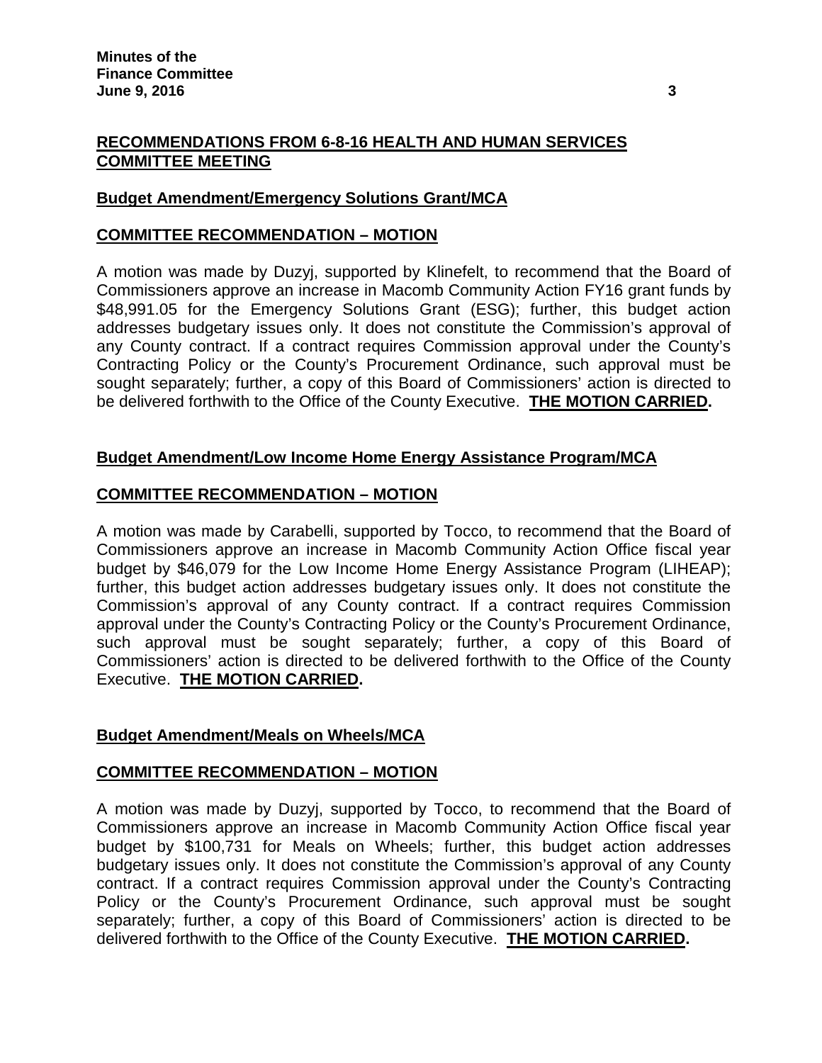## RECOMMENDATIONS FROM 6-8-16 HEALTH AND HUMAN SERVICES COMMITTEE MEETING

### Budget Amendment/Emergency Solutions Grant/MCA

### COMMITTEE RECOMMENDATION – MOTION

A motion was made by Duzyj, supported by Klinefelt, to recommend that the Board of Commissioners approve an increase in Macomb Community Action FY16 grant funds by $48,991.05 for the Emergency Solutions Grant (ESG); further, this budget action addresses budgetary issues only. It does not constitute the Commission's approval of any County contract. If a contract requires Commission approval under the County's Contracting Policy or the County's Procurement Ordinance, such approval must be sought separately; further, a copy of this Board of Commissioners' action is directed to be delivered forthwith to the Office of the County Executive. **THE MOTION CARRIED.**

### Budget Amendment/Low Income Home Energy Assistance Program/MCA

### COMMITTEE RECOMMENDATION – MOTION

A motion was made by Carabelli, supported by Tocco, to recommend that the Board of Commissioners approve an increase in Macomb Community Action Office fiscal year budget by $46,079 for the Low Income Home Energy Assistance Program (LIHEAP); further, this budget action addresses budgetary issues only. It does not constitute the Commission's approval of any County contract. If a contract requires Commission approval under the County's Contracting Policy or the County's Procurement Ordinance, such approval must be sought separately; further, a copy of this Board of Commissioners' action is directed to be delivered forthwith to the Office of the County Executive. **THE MOTION CARRIED.**

### Budget Amendment/Meals on Wheels/MCA

### COMMITTEE RECOMMENDATION – MOTION

A motion was made by Duzyj, supported by Tocco, to recommend that the Board of Commissioners approve an increase in Macomb Community Action Office fiscal year budget by $100,731 for Meals on Wheels; further, this budget action addresses budgetary issues only. It does not constitute the Commission's approval of any County contract. If a contract requires Commission approval under the County's Contracting Policy or the County's Procurement Ordinance, such approval must be sought separately; further, a copy of this Board of Commissioners' action is directed to be delivered forthwith to the Office of the County Executive. **THE MOTION CARRIED.**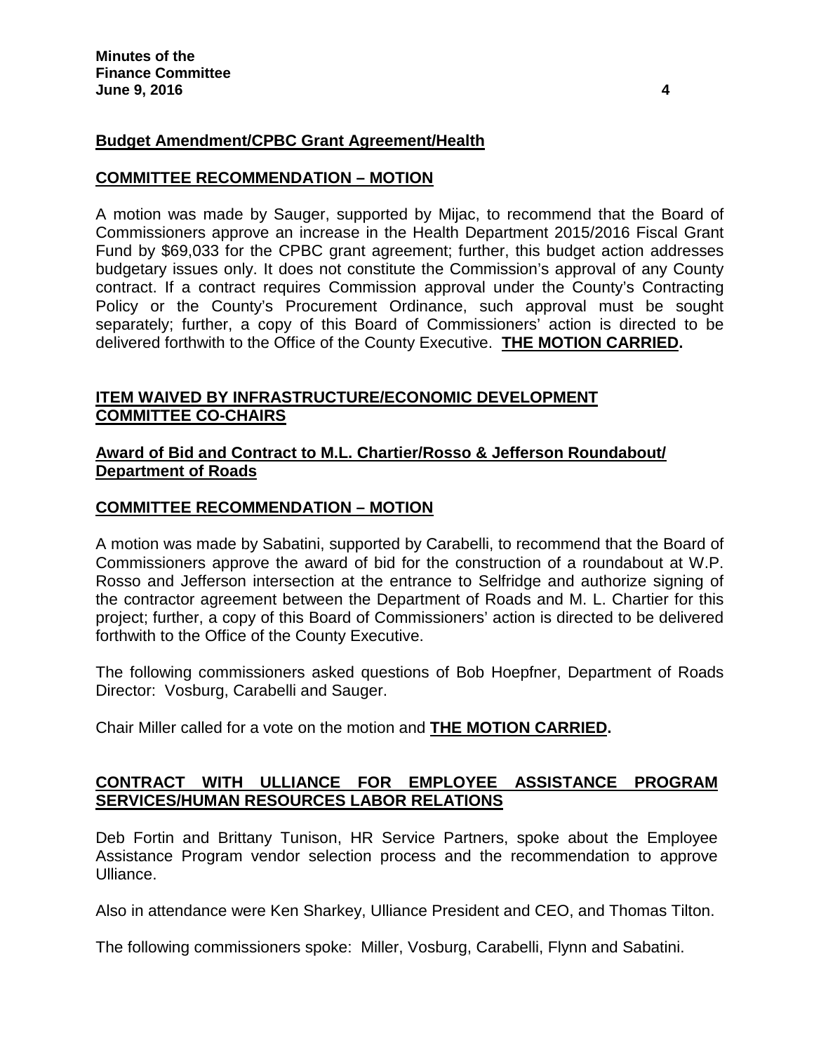**Budget Amendment/CPBC Grant Agreement/Health**

**COMMITTEE RECOMMENDATION – MOTION**

A motion was made by Sauger, supported by Mijac, to recommend that the Board of Commissioners approve an increase in the Health Department 2015/2016 Fiscal Grant Fund by $69,033 for the CPBC grant agreement; further, this budget action addresses budgetary issues only. It does not constitute the Commission's approval of any County contract. If a contract requires Commission approval under the County's Contracting Policy or the County's Procurement Ordinance, such approval must be sought separately; further, a copy of this Board of Commissioners' action is directed to be delivered forthwith to the Office of the County Executive. **THE MOTION CARRIED.**

**ITEM WAIVED BY INFRASTRUCTURE/ECONOMIC DEVELOPMENT COMMITTEE CO-CHAIRS**

**Award of Bid and Contract to M.L. Chartier/Rosso & Jefferson Roundabout/ Department of Roads**

**COMMITTEE RECOMMENDATION – MOTION**

A motion was made by Sabatini, supported by Carabelli, to recommend that the Board of Commissioners approve the award of bid for the construction of a roundabout at W.P. Rosso and Jefferson intersection at the entrance to Selfridge and authorize signing of the contractor agreement between the Department of Roads and M. L. Chartier for this project; further, a copy of this Board of Commissioners' action is directed to be delivered forthwith to the Office of the County Executive.

The following commissioners asked questions of Bob Hoepfner, Department of Roads Director: Vosburg, Carabelli and Sauger.

Chair Miller called for a vote on the motion and **THE MOTION CARRIED.**

**CONTRACT WITH ULLIANCE FOR EMPLOYEE ASSISTANCE PROGRAM SERVICES/HUMAN RESOURCES LABOR RELATIONS**

Deb Fortin and Brittany Tunison, HR Service Partners, spoke about the Employee Assistance Program vendor selection process and the recommendation to approve Ulliance.

Also in attendance were Ken Sharkey, Ulliance President and CEO, and Thomas Tilton.

The following commissioners spoke: Miller, Vosburg, Carabelli, Flynn and Sabatini.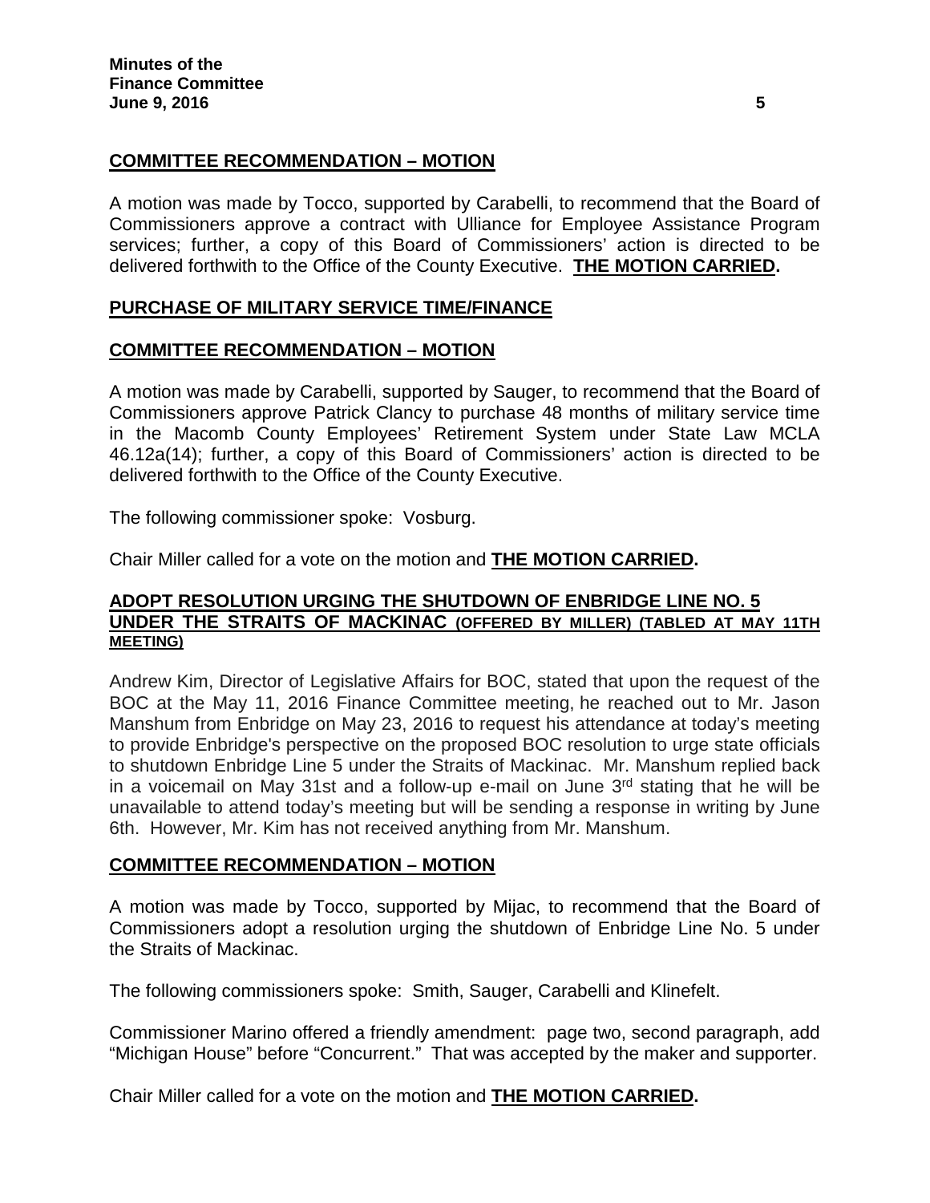**COMMITTEE RECOMMENDATION – MOTION**

A motion was made by Tocco, supported by Carabelli, to recommend that the Board of Commissioners approve a contract with Ulliance for Employee Assistance Program services; further, a copy of this Board of Commissioners' action is directed to be delivered forthwith to the Office of the County Executive. **THE MOTION CARRIED.**

**PURCHASE OF MILITARY SERVICE TIME/FINANCE**

**COMMITTEE RECOMMENDATION – MOTION**

A motion was made by Carabelli, supported by Sauger, to recommend that the Board of Commissioners approve Patrick Clancy to purchase 48 months of military service time in the Macomb County Employees' Retirement System under State Law MCLA 46.12a(14); further, a copy of this Board of Commissioners' action is directed to be delivered forthwith to the Office of the County Executive.

The following commissioner spoke: Vosburg.

Chair Miller called for a vote on the motion and **THE MOTION CARRIED.**

**ADOPT RESOLUTION URGING THE SHUTDOWN OF ENBRIDGE LINE NO. 5 UNDER THE STRAITS OF MACKINAC (OFFERED BY MILLER) (TABLED AT MAY 11TH MEETING)**

Andrew Kim, Director of Legislative Affairs for BOC, stated that upon the request of the BOC at the May 11, 2016 Finance Committee meeting, he reached out to Mr. Jason Manshum from Enbridge on May 23, 2016 to request his attendance at today's meeting to provide Enbridge's perspective on the proposed BOC resolution to urge state officials to shutdown Enbridge Line 5 under the Straits of Mackinac. Mr. Manshum replied back in a voicemail on May 31st and a follow-up e-mail on June 3rd stating that he will be unavailable to attend today's meeting but will be sending a response in writing by June 6th. However, Mr. Kim has not received anything from Mr. Manshum.

**COMMITTEE RECOMMENDATION – MOTION**

A motion was made by Tocco, supported by Mijac, to recommend that the Board of Commissioners adopt a resolution urging the shutdown of Enbridge Line No. 5 under the Straits of Mackinac.

The following commissioners spoke: Smith, Sauger, Carabelli and Klinefelt.

Commissioner Marino offered a friendly amendment: page two, second paragraph, add "Michigan House" before "Concurrent." That was accepted by the maker and supporter.

Chair Miller called for a vote on the motion and **THE MOTION CARRIED.**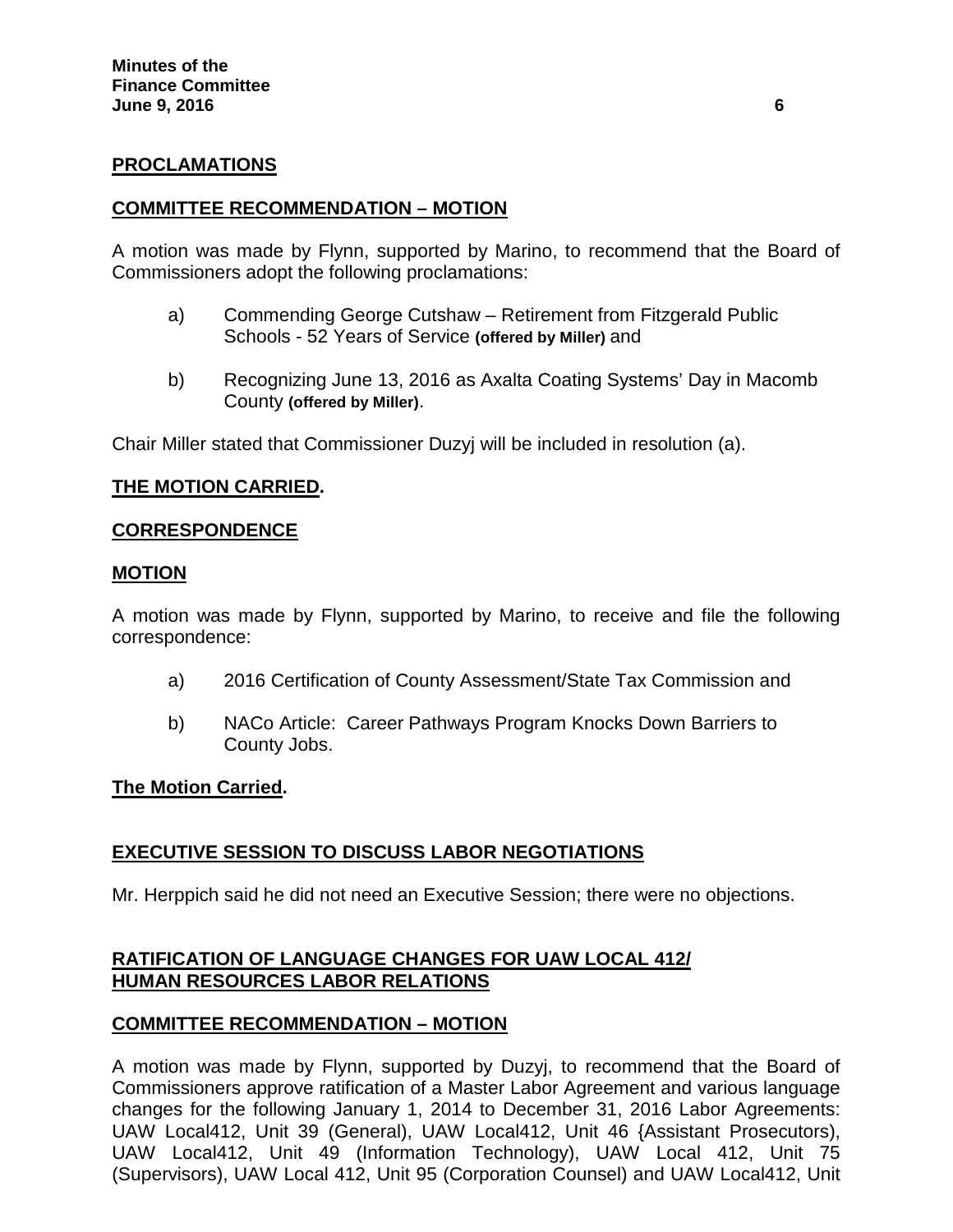**PROCLAMATIONS**

**COMMITTEE RECOMMENDATION – MOTION**

A motion was made by Flynn, supported by Marino, to recommend that the Board of Commissioners adopt the following proclamations:

a) Commending George Cutshaw – Retirement from Fitzgerald Public Schools - 52 Years of Service **(offered by Miller)** and

b) Recognizing June 13, 2016 as Axalta Coating Systems' Day in Macomb County **(offered by Miller)**.

Chair Miller stated that Commissioner Duzyj will be included in resolution (a).

**THE MOTION CARRIED.**

**CORRESPONDENCE**

**MOTION**

A motion was made by Flynn, supported by Marino, to receive and file the following correspondence:

a) 2016 Certification of County Assessment/State Tax Commission and

b) NACo Article: Career Pathways Program Knocks Down Barriers to County Jobs.

**The Motion Carried.**

**EXECUTIVE SESSION TO DISCUSS LABOR NEGOTIATIONS**

Mr. Herppich said he did not need an Executive Session; there were no objections.

**RATIFICATION OF LANGUAGE CHANGES FOR UAW LOCAL 412/ HUMAN RESOURCES LABOR RELATIONS**

**COMMITTEE RECOMMENDATION – MOTION**

A motion was made by Flynn, supported by Duzyj, to recommend that the Board of Commissioners approve ratification of a Master Labor Agreement and various language changes for the following January 1, 2014 to December 31, 2016 Labor Agreements: UAW Local412, Unit 39 (General), UAW Local412, Unit 46 {Assistant Prosecutors), UAW Local412, Unit 49 (Information Technology), UAW Local 412, Unit 75 (Supervisors), UAW Local 412, Unit 95 (Corporation Counsel) and UAW Local412, Unit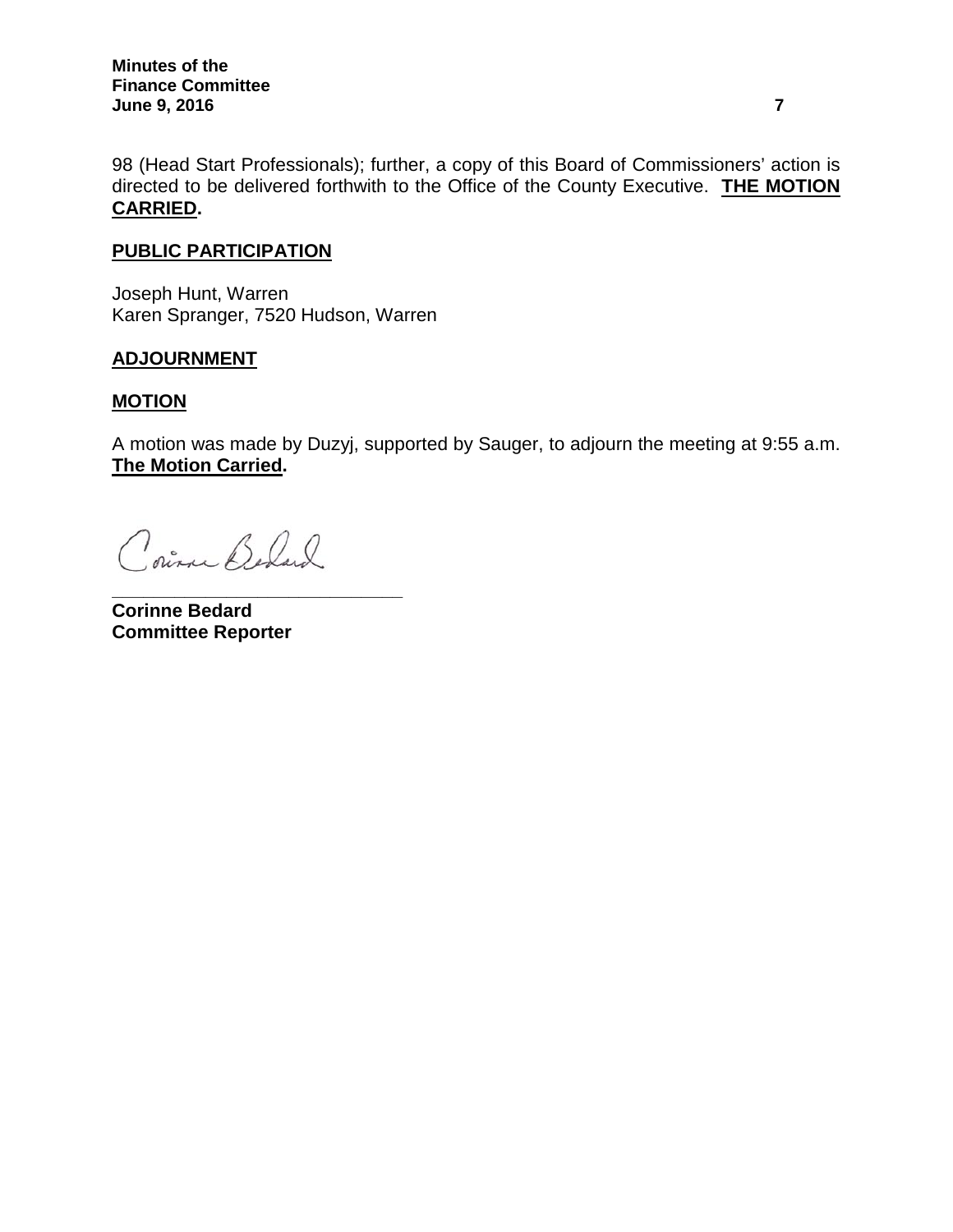98 (Head Start Professionals); further, a copy of this Board of Commissioners' action is directed to be delivered forthwith to the Office of the County Executive. **THE MOTION CARRIED.**

## PUBLIC PARTICIPATION

Joseph Hunt, Warren
Karen Spranger, 7520 Hudson, Warren

## ADJOURNMENT

## MOTION

A motion was made by Duzyj, supported by Sauger, to adjourn the meeting at 9:55 a.m. **The Motion Carried.**

\_\_\_\_\_\_\_\_\_\_\_\_\_\_\_\_\_\_\_\_\_\_\_\_\_\_\_\_\_\_

**Corinne Bedard**
**Committee Reporter**